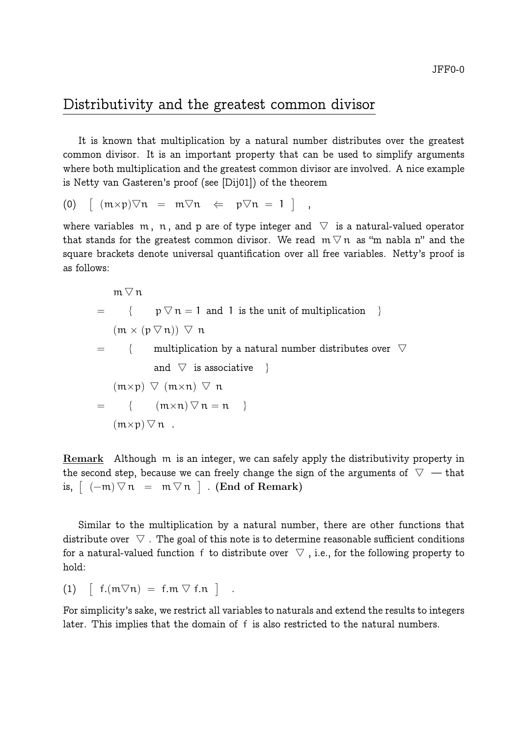# Distributivity and the greatest common divisor

It is known that multiplication by a natural number distributes over the greatest common divisor. It is an important property that can be used to simplify arguments where both multiplication and the greatest common divisor are involved. A nice example is Netty van Gasteren's proof (see [Dij01]) of the theorem

$$(0) \quad [\ (m \times p) \triangledown n \ = \ m \triangledown n \ \ \Leftarrow \ \ p \triangledown n \ = \ 1\ ] \quad ,$$

where variables $m$, $n$, and $p$ are of type integer and $\triangledown$ is a natural-valued operator that stands for the greatest common divisor. We read $m \triangledown n$ as "m nabla n" and the square brackets denote universal quantification over all free variables. Netty's proof is as follows:

$$\begin{array}{ll}
 & m \triangledown n \\
= & \quad \{ \quad p \triangledown n = 1 \text{ and } 1 \text{ is the unit of multiplication} \quad \} \\
 & (m \times (p \triangledown n)) \ \triangledown \ n \\
= & \quad \{ \quad \text{multiplication by a natural number distributes over } \triangledown \\
 & \quad\quad \text{and } \triangledown \text{ is associative} \quad \} \\
 & (m \times p) \ \triangledown \ (m \times n) \ \triangledown \ n \\
= & \quad \{ \quad (m \times n) \triangledown n = n \quad \} \\
 & (m \times p) \triangledown n \quad .
\end{array}$$

**Remark** Although $m$ is an integer, we can safely apply the distributivity property in the second step, because we can freely change the sign of the arguments of $\triangledown$ — that is, $[\ (-m) \triangledown n \ = \ m \triangledown n\ ]$ . **(End of Remark)**

Similar to the multiplication by a natural number, there are other functions that distribute over $\triangledown$ . The goal of this note is to determine reasonable sufficient conditions for a natural-valued function $f$ to distribute over $\triangledown$ , i.e., for the following property to hold:

$$(1) \quad [\ f.(m \triangledown n) \ = \ f.m \ \triangledown \ f.n\ ] \quad .$$

For simplicity's sake, we restrict all variables to naturals and extend the results to integers later. This implies that the domain of $f$ is also restricted to the natural numbers.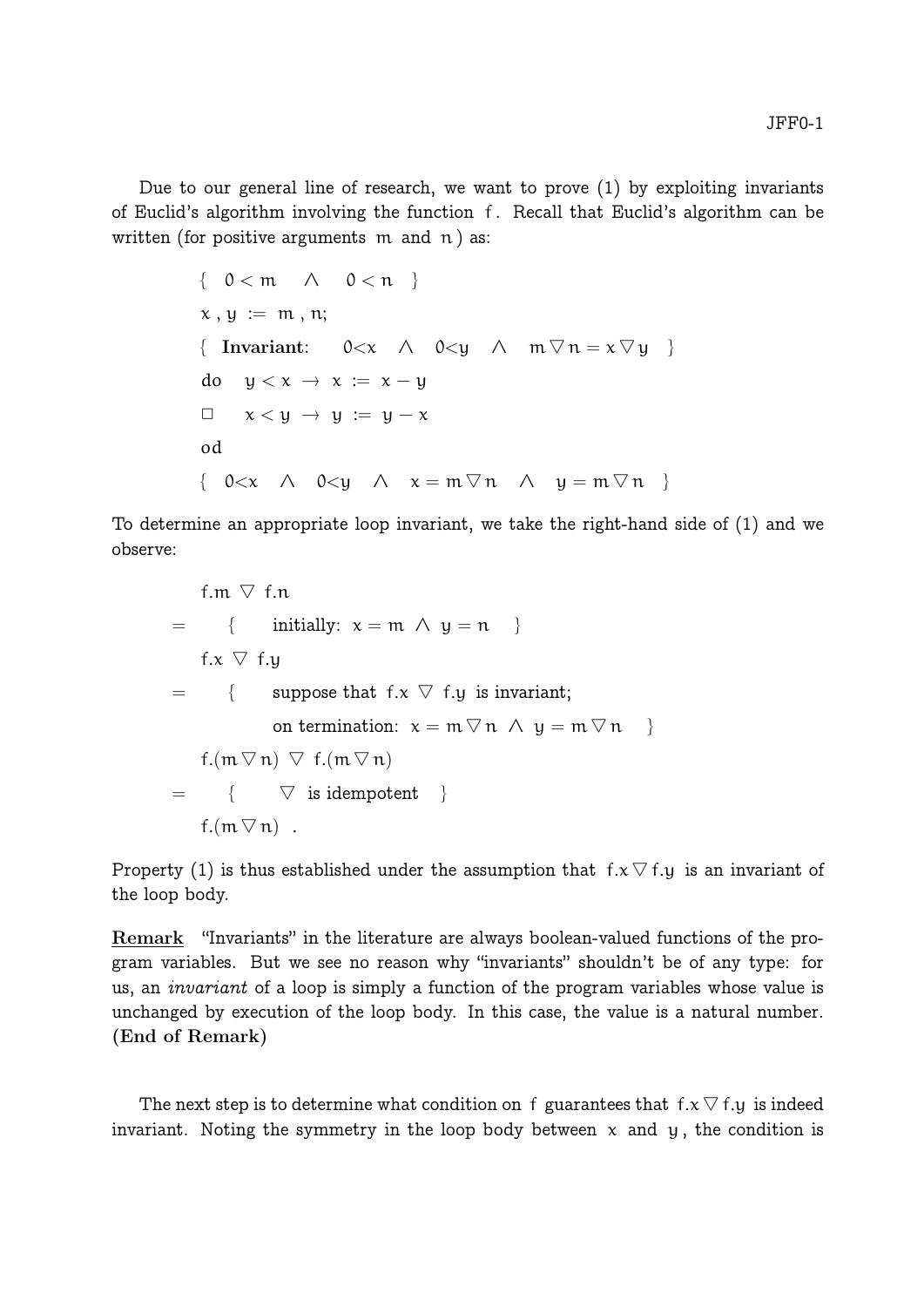Due to our general line of research, we want to prove (1) by exploiting invariants of Euclid's algorithm involving the function $f$. Recall that Euclid's algorithm can be written (for positive arguments $m$ and $n$) as:

$$\{\ 0 < m \quad \wedge \quad 0 < n\ \}$$

$$x\ ,\ y\ :=\ m\ ,\ n;$$

$$\{\ \textbf{Invariant}: \quad 0{<}x \quad \wedge \quad 0{<}y \quad \wedge \quad m \mathbin{\triangledown} n = x \mathbin{\triangledown} y\ \}$$

$$\begin{array}{ll} \mathrm{do} & y < x \ \rightarrow\ x := x - y \\ \Box & x < y \ \rightarrow\ y := y - x \\ \mathrm{od} & \end{array}$$

$$\{\ 0{<}x \quad \wedge \quad 0{<}y \quad \wedge \quad x = m \mathbin{\triangledown} n \quad \wedge \quad y = m \mathbin{\triangledown} n\ \}$$

To determine an appropriate loop invariant, we take the right-hand side of (1) and we observe:

$$\begin{array}{ll} & f.m \ \triangledown\ f.n \\ = & \{ \quad \text{initially: } x = m \wedge y = n \quad \} \\ & f.x \ \triangledown\ f.y \\ = & \{ \quad \text{suppose that } f.x \ \triangledown\ f.y \text{ is invariant;} \\ & \quad\ \ \text{on termination: } x = m \mathbin{\triangledown} n \wedge y = m \mathbin{\triangledown} n \quad \} \\ & f.(m \mathbin{\triangledown} n) \ \triangledown\ f.(m \mathbin{\triangledown} n) \\ = & \{ \quad \triangledown \text{ is idempotent} \quad \} \\ & f.(m \mathbin{\triangledown} n) \ . \end{array}$$

Property (1) is thus established under the assumption that $f.x \mathbin{\triangledown} f.y$ is an invariant of the loop body.

**Remark** "Invariants" in the literature are always boolean-valued functions of the program variables. But we see no reason why "invariants" shouldn't be of any type: for us, an *invariant* of a loop is simply a function of the program variables whose value is unchanged by execution of the loop body. In this case, the value is a natural number. **(End of Remark)**

The next step is to determine what condition on $f$ guarantees that $f.x \mathbin{\triangledown} f.y$ is indeed invariant. Noting the symmetry in the loop body between $x$ and $y$, the condition is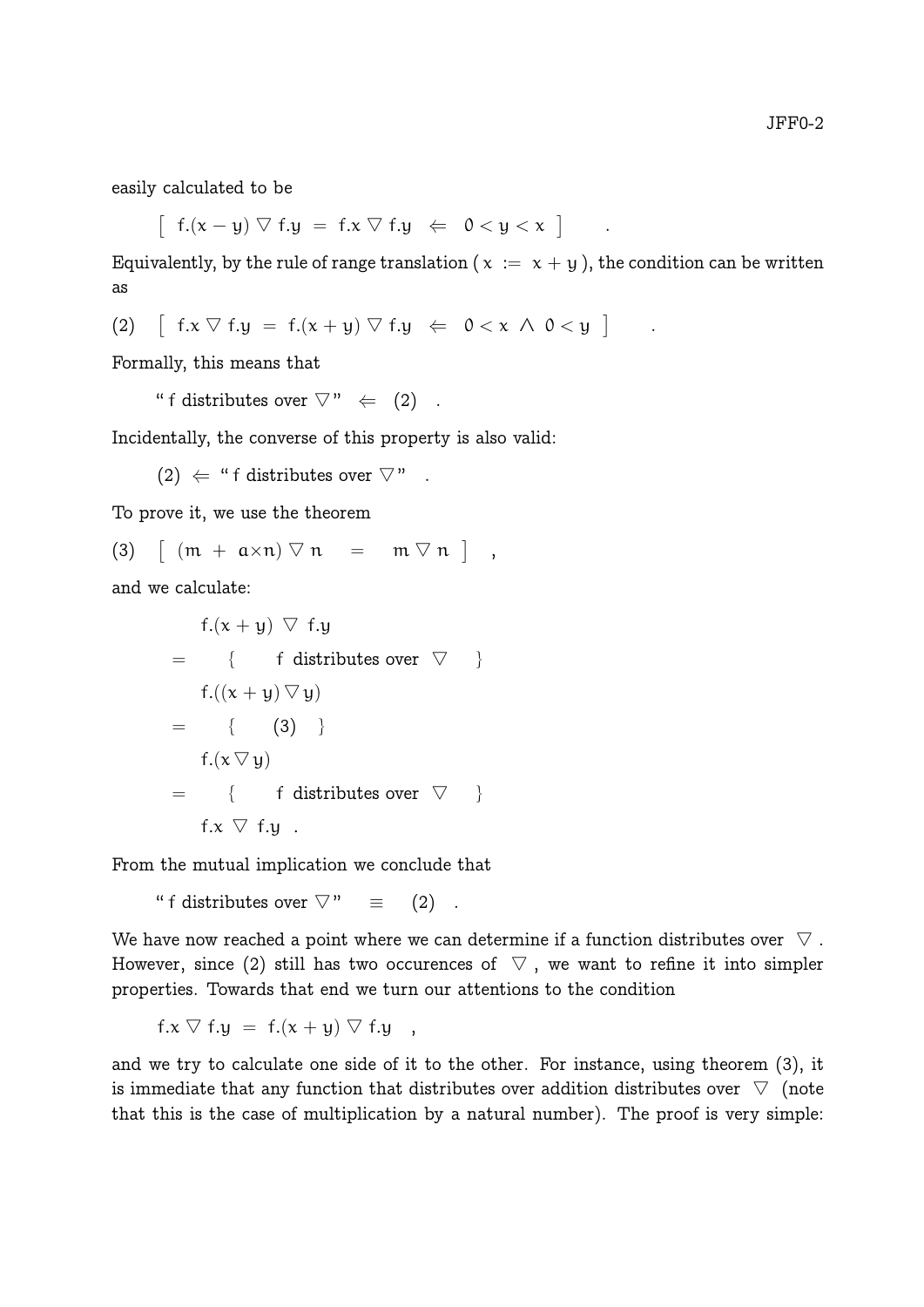easily calculated to be

$$[\ \ f.(x-y) \triangledown f.y \ = \ f.x \triangledown f.y \ \ \Leftarrow \ \ 0<y<x \ \ ] \qquad .$$

Equivalently, by the rule of range translation ( $x \ := \ x+y$ ), the condition can be written as

$$(2) \quad [\ \ f.x \triangledown f.y \ = \ f.(x+y) \triangledown f.y \ \ \Leftarrow \ \ 0<x \ \wedge \ 0<y \ \ ] \qquad .$$

Formally, this means that

$$\text{“ f distributes over } \triangledown \text{ ”} \ \ \Leftarrow \ \ (2) \quad .$$

Incidentally, the converse of this property is also valid:

$$(2) \ \Leftarrow \ \text{“ f distributes over } \triangledown \text{ ”} \quad .$$

To prove it, we use the theorem

$$(3) \quad [\ \ (m \ + \ a{\times}n) \triangledown n \quad = \quad m \triangledown n \ \ ] \quad ,$$

and we calculate:

$$\begin{aligned}
& f.(x+y) \ \triangledown \ f.y \\
= & \quad \{ \quad \text{f distributes over } \triangledown \quad \} \\
& f.((x+y) \triangledown y) \\
= & \quad \{ \quad (3) \quad \} \\
& f.(x \triangledown y) \\
= & \quad \{ \quad \text{f distributes over } \triangledown \quad \} \\
& f.x \ \triangledown \ f.y \quad .
\end{aligned}$$

From the mutual implication we conclude that

$$\text{“ f distributes over } \triangledown \text{ ”} \quad \equiv \quad (2) \quad .$$

We have now reached a point where we can determine if a function distributes over $\triangledown$ . However, since (2) still has two occurences of $\triangledown$ , we want to refine it into simpler properties. Towards that end we turn our attentions to the condition

$$f.x \triangledown f.y \ = \ f.(x+y) \triangledown f.y \quad ,$$

and we try to calculate one side of it to the other. For instance, using theorem (3), it is immediate that any function that distributes over addition distributes over $\triangledown$ (note that this is the case of multiplication by a natural number). The proof is very simple: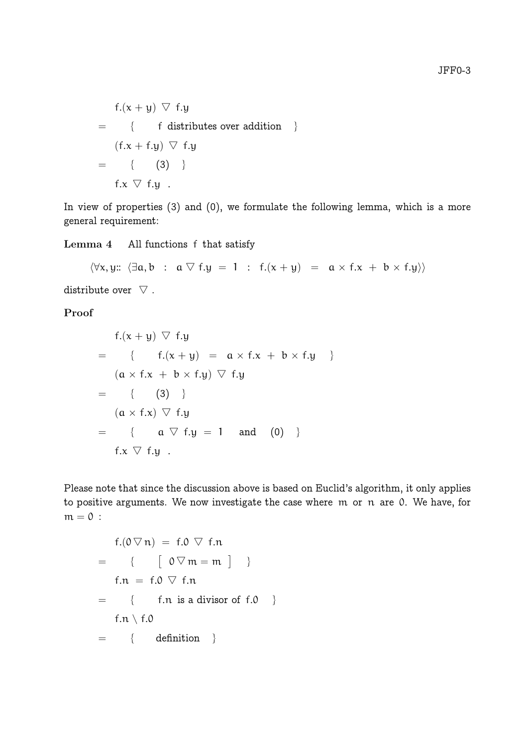$$
\begin{array}{ll}
& f.(x+y) \ \triangledown \ f.y \\
= & \{ \quad f \text{ distributes over addition} \quad \} \\
& (f.x + f.y) \ \triangledown \ f.y \\
= & \{ \quad (3) \quad \} \\
& f.x \ \triangledown \ f.y \quad .
\end{array}
$$

In view of properties (3) and (0), we formulate the following lemma, which is a more general requirement:

**Lemma 4** All functions $f$ that satisfy

$$
\langle \forall x, y :: \ \langle \exists a, b \ : \ a \triangledown f.y = 1 \ : \ f.(x+y) \ = \ a \times f.x \ + \ b \times f.y \rangle \rangle
$$

distribute over $\triangledown$ .

**Proof**

$$
\begin{array}{ll}
& f.(x+y) \ \triangledown \ f.y \\
= & \{ \quad f.(x+y) \ = \ a \times f.x \ + \ b \times f.y \quad \} \\
& (a \times f.x \ + \ b \times f.y) \ \triangledown \ f.y \\
= & \{ \quad (3) \quad \} \\
& (a \times f.x) \ \triangledown \ f.y \\
= & \{ \quad a \ \triangledown \ f.y \ = \ 1 \quad \text{and} \quad (0) \quad \} \\
& f.x \ \triangledown \ f.y \quad .
\end{array}
$$

Please note that since the discussion above is based on Euclid's algorithm, it only applies to positive arguments. We now investigate the case where $m$ or $n$ are $0$. We have, for $m = 0$ :

$$
\begin{array}{ll}
& f.(0 \triangledown n) \ = \ f.0 \ \triangledown \ f.n \\
= & \{ \quad [\ 0 \triangledown m = m \ ] \quad \} \\
& f.n \ = \ f.0 \ \triangledown \ f.n \\
= & \{ \quad f.n \text{ is a divisor of } f.0 \quad \} \\
& f.n \setminus f.0 \\
= & \{ \quad \text{definition} \quad \}
\end{array}
$$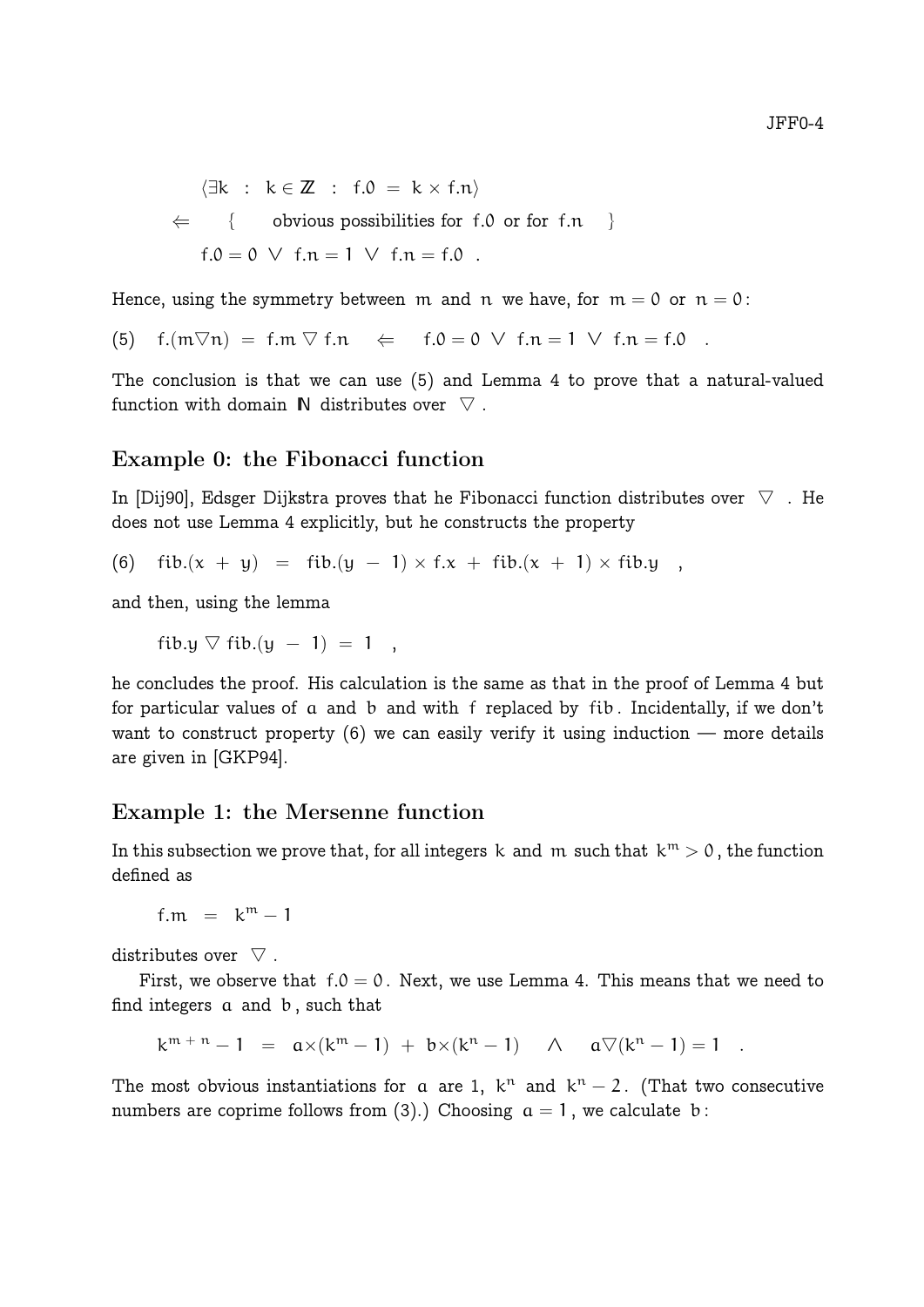$$
\begin{array}{ll}
 & \langle \exists k \;:\; k \in \mathbb{Z} \;:\; f.0 \;=\; k \times f.n \rangle \\
\Leftarrow & \{ \quad \text{obvious possibilities for } f.0 \text{ or for } f.n \quad \} \\
 & f.0 = 0 \;\vee\; f.n = 1 \;\vee\; f.n = f.0 \quad .
\end{array}
$$

Hence, using the symmetry between $m$ and $n$ we have, for $m = 0$ or $n = 0$:

$$
(5) \quad f.(m \triangledown n) \;=\; f.m \triangledown f.n \quad \Leftarrow \quad f.0 = 0 \;\vee\; f.n = 1 \;\vee\; f.n = f.0 \quad .
$$

The conclusion is that we can use (5) and Lemma 4 to prove that a natural-valued function with domain $\mathbb{N}$ distributes over $\triangledown$ .

## Example 0: the Fibonacci function

In [Dij90], Edsger Dijkstra proves that he Fibonacci function distributes over $\triangledown$ . He does not use Lemma 4 explicitly, but he constructs the property

$$
(6) \quad fib.(x \;+\; y) \;=\; fib.(y \;-\; 1) \times f.x \;+\; fib.(x \;+\; 1) \times fib.y \quad ,
$$

and then, using the lemma

$$
fib.y \triangledown fib.(y \;-\; 1) \;=\; 1 \quad ,
$$

he concludes the proof. His calculation is the same as that in the proof of Lemma 4 but for particular values of $a$ and $b$ and with $f$ replaced by $fib$ . Incidentally, if we don't want to construct property (6) we can easily verify it using induction — more details are given in [GKP94].

## Example 1: the Mersenne function

In this subsection we prove that, for all integers $k$ and $m$ such that $k^m > 0$ , the function defined as

$$
f.m \;=\; k^m - 1
$$

distributes over $\triangledown$ .

First, we observe that $f.0 = 0$ . Next, we use Lemma 4. This means that we need to find integers $a$ and $b$ , such that

$$
k^{m\,+\,n} - 1 \;=\; a \times (k^m - 1) \;+\; b \times (k^n - 1) \quad \wedge \quad a \triangledown (k^n - 1) = 1 \quad .
$$

The most obvious instantiations for $a$ are 1, $k^n$ and $k^n - 2$ . (That two consecutive numbers are coprime follows from (3).) Choosing $a = 1$ , we calculate $b$ :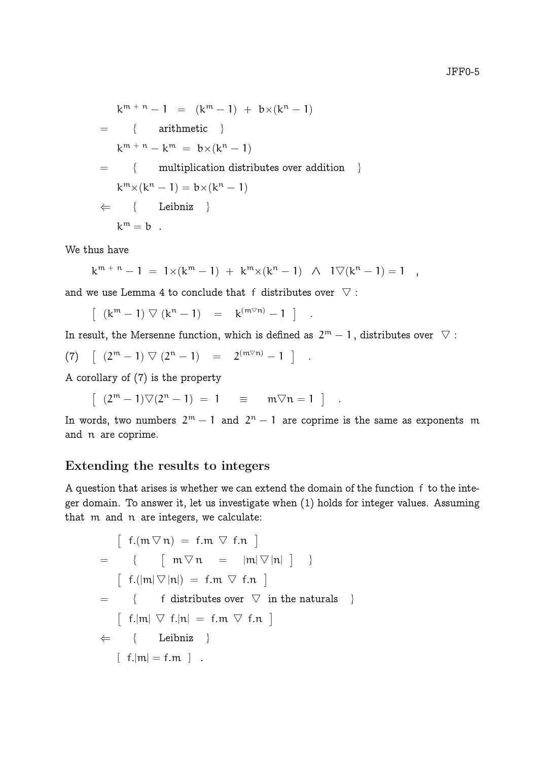$$
\begin{array}{ll}
& k^{m+n} - 1 \;=\; (k^m - 1) \;+\; b{\times}(k^n - 1) \\
= & \quad \{ \quad \text{arithmetic} \quad \} \\
& k^{m+n} - k^m \;=\; b{\times}(k^n - 1) \\
= & \quad \{ \quad \text{multiplication distributes over addition} \quad \} \\
& k^m{\times}(k^n - 1) = b{\times}(k^n - 1) \\
\Leftarrow & \quad \{ \quad \text{Leibniz} \quad \} \\
& k^m = b \quad .
\end{array}
$$

We thus have

$$
k^{m+n} - 1 \;=\; 1{\times}(k^m - 1) \;+\; k^m{\times}(k^n - 1) \quad \wedge \quad 1 \triangledown (k^n - 1) = 1 \quad ,
$$

and we use Lemma 4 to conclude that $f$ distributes over $\triangledown$ :

$$
[\; (k^m - 1) \triangledown (k^n - 1) \quad = \quad k^{(m \triangledown n)} - 1 \;] \quad .
$$

In result, the Mersenne function, which is defined as $2^m - 1$, distributes over $\triangledown$ :

$$
(7) \quad [\; (2^m - 1) \triangledown (2^n - 1) \quad = \quad 2^{(m \triangledown n)} - 1 \;] \quad .
$$

A corollary of (7) is the property

$$
[\; (2^m - 1) \triangledown (2^n - 1) \;=\; 1 \quad \equiv \quad m \triangledown n = 1 \;] \quad .
$$

In words, two numbers $2^m - 1$ and $2^n - 1$ are coprime is the same as exponents $m$ and $n$ are coprime.

## Extending the results to integers

A question that arises is whether we can extend the domain of the function $f$ to the integer domain. To answer it, let us investigate when (1) holds for integer values. Assuming that $m$ and $n$ are integers, we calculate:

$$
\begin{array}{ll}
& [\; f.(m \triangledown n) \;=\; f.m \;\triangledown\; f.n \;] \\
= & \quad \{ \quad [\; m \triangledown n \quad = \quad |m| \triangledown |n| \;] \quad \} \\
& [\; f.(|m| \triangledown |n|) \;=\; f.m \;\triangledown\; f.n \;] \\
= & \quad \{ \quad f \text{ distributes over } \triangledown \text{ in the naturals} \quad \} \\
& [\; f.|m| \;\triangledown\; f.|n| \;=\; f.m \;\triangledown\; f.n \;] \\
\Leftarrow & \quad \{ \quad \text{Leibniz} \quad \} \\
& [\; f.|m| = f.m \;] \quad .
\end{array}
$$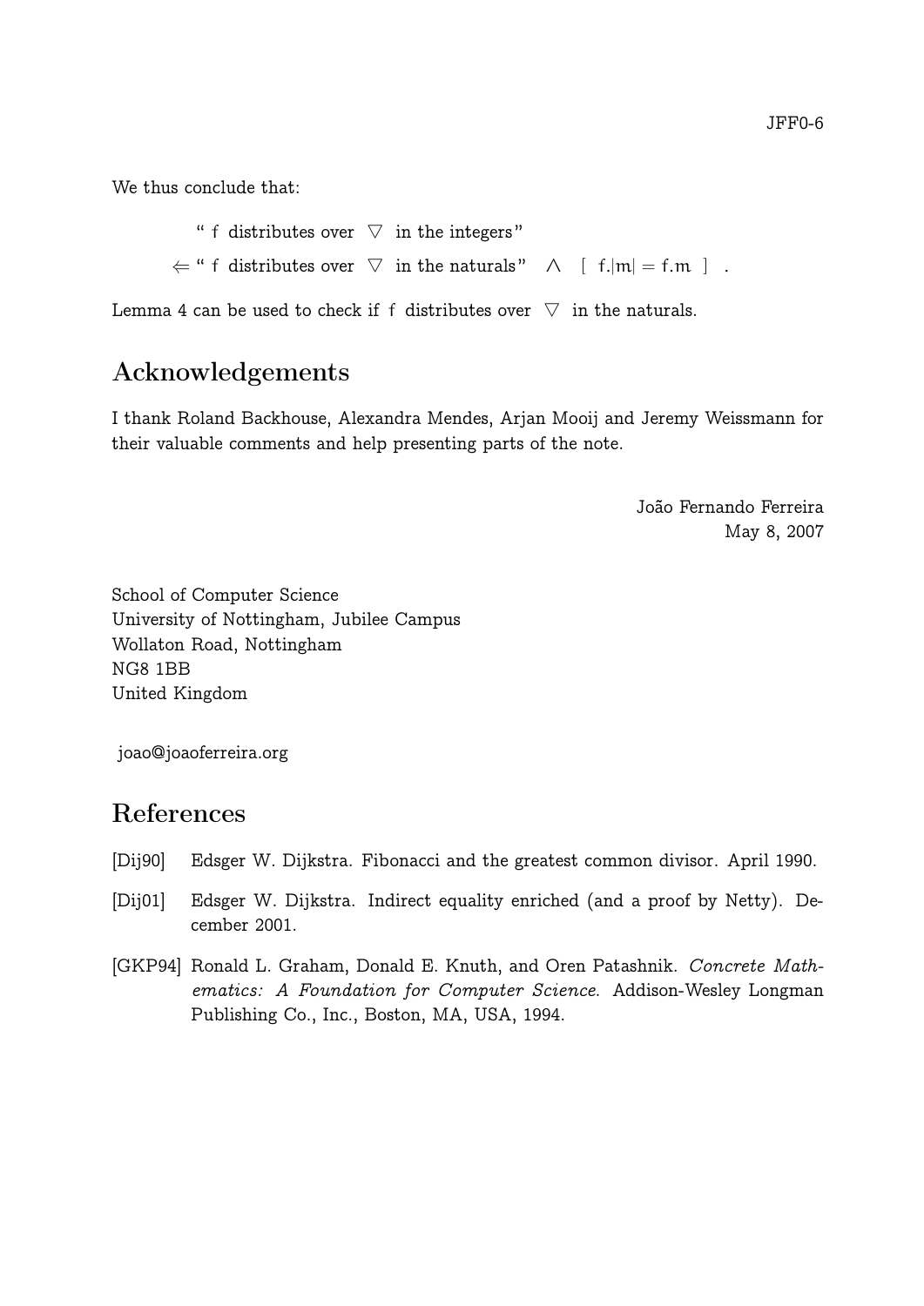We thus conclude that:

$$
\begin{array}{ll}
& \text{“ } f \text{ distributes over } \triangledown \text{ in the integers”} \\
\Leftarrow & \text{“ } f \text{ distributes over } \triangledown \text{ in the naturals”} \quad \wedge \quad [\ f.|m| = f.m\ ] \quad .
\end{array}
$$

Lemma 4 can be used to check if $f$ distributes over $\triangledown$ in the naturals.

## Acknowledgements

I thank Roland Backhouse, Alexandra Mendes, Arjan Mooij and Jeremy Weissmann for their valuable comments and help presenting parts of the note.

João Fernando Ferreira
May 8, 2007

School of Computer Science
University of Nottingham, Jubilee Campus
Wollaton Road, Nottingham
NG8 1BB
United Kingdom

joao@joaoferreira.org

## References

[Dij90] Edsger W. Dijkstra. Fibonacci and the greatest common divisor. April 1990.

[Dij01] Edsger W. Dijkstra. Indirect equality enriched (and a proof by Netty). December 2001.

[GKP94] Ronald L. Graham, Donald E. Knuth, and Oren Patashnik. *Concrete Mathematics: A Foundation for Computer Science.* Addison-Wesley Longman Publishing Co., Inc., Boston, MA, USA, 1994.